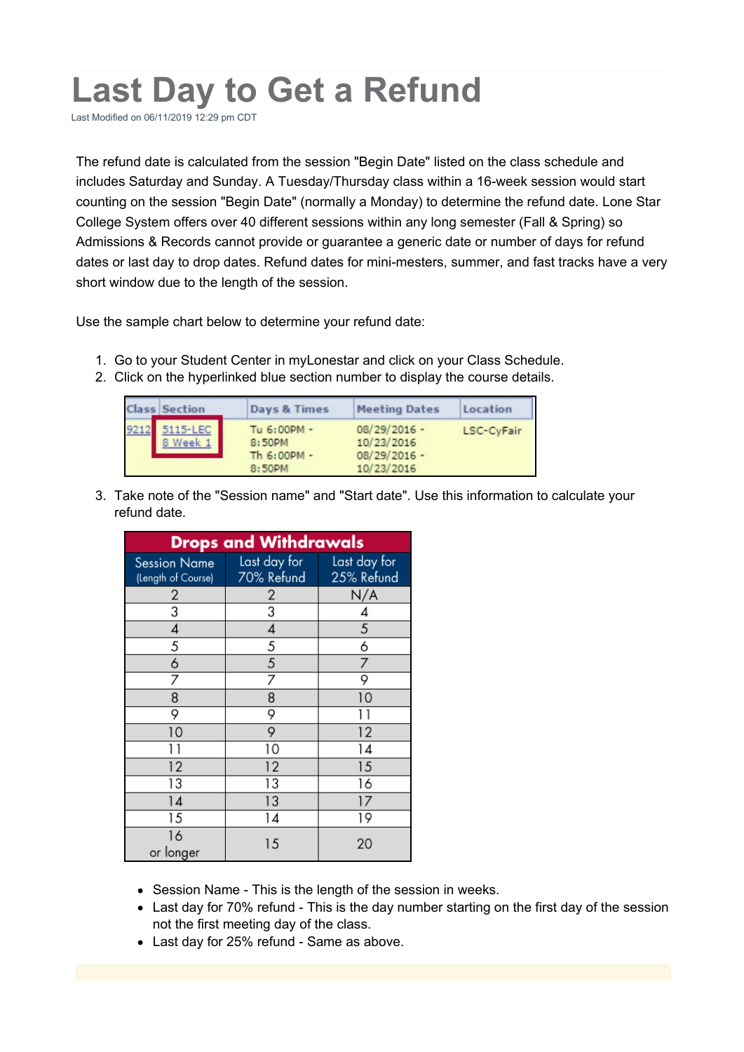# Last Day to Get a Refund

Last Modified on 06/11/2019 12:29 pm CDT

The refund date is calculated from the session "Begin Date" listed on the class schedule and includes Saturday and Sunday. A Tuesday/Thursday class within a 16-week session would start counting on the session "Begin Date" (normally a Monday) to determine the refund date. Lone Star College System offers over 40 different sessions within any long semester (Fall & Spring) so Admissions & Records cannot provide or guarantee a generic date or number of days for refund dates or last day to drop dates. Refund dates for mini-mesters, summer, and fast tracks have a very short window due to the length of the session.

Use the sample chart below to determine your refund date:

1. Go to your Student Center in myLonestar and click on your Class Schedule.
2. Click on the hyperlinked blue section number to display the course details.

| Class | Section | Days & Times | Meeting Dates | Location |
|---|---|---|---|---|
| 9212 | 5115-LEC 8 Week 1 | Tu 6:00PM - 8:50PM Th 6:00PM - 8:50PM | 08/29/2016 - 10/23/2016 08/29/2016 - 10/23/2016 | LSC-CyFair |

3. Take note of the "Session name" and "Start date". Use this information to calculate your refund date.

| Drops and Withdrawals | | |
|---|---|---|
| Session Name (Length of Course) | Last day for 70% Refund | Last day for 25% Refund |
| 2 | 2 | N/A |
| 3 | 3 | 4 |
| 4 | 4 | 5 |
| 5 | 5 | 6 |
| 6 | 5 | 7 |
| 7 | 7 | 9 |
| 8 | 8 | 10 |
| 9 | 9 | 11 |
| 10 | 9 | 12 |
| 11 | 10 | 14 |
| 12 | 12 | 15 |
| 13 | 13 | 16 |
| 14 | 13 | 17 |
| 15 | 14 | 19 |
| 16 or longer | 15 | 20 |

- Session Name - This is the length of the session in weeks.
- Last day for 70% refund - This is the day number starting on the first day of the session not the first meeting day of the class.
- Last day for 25% refund - Same as above.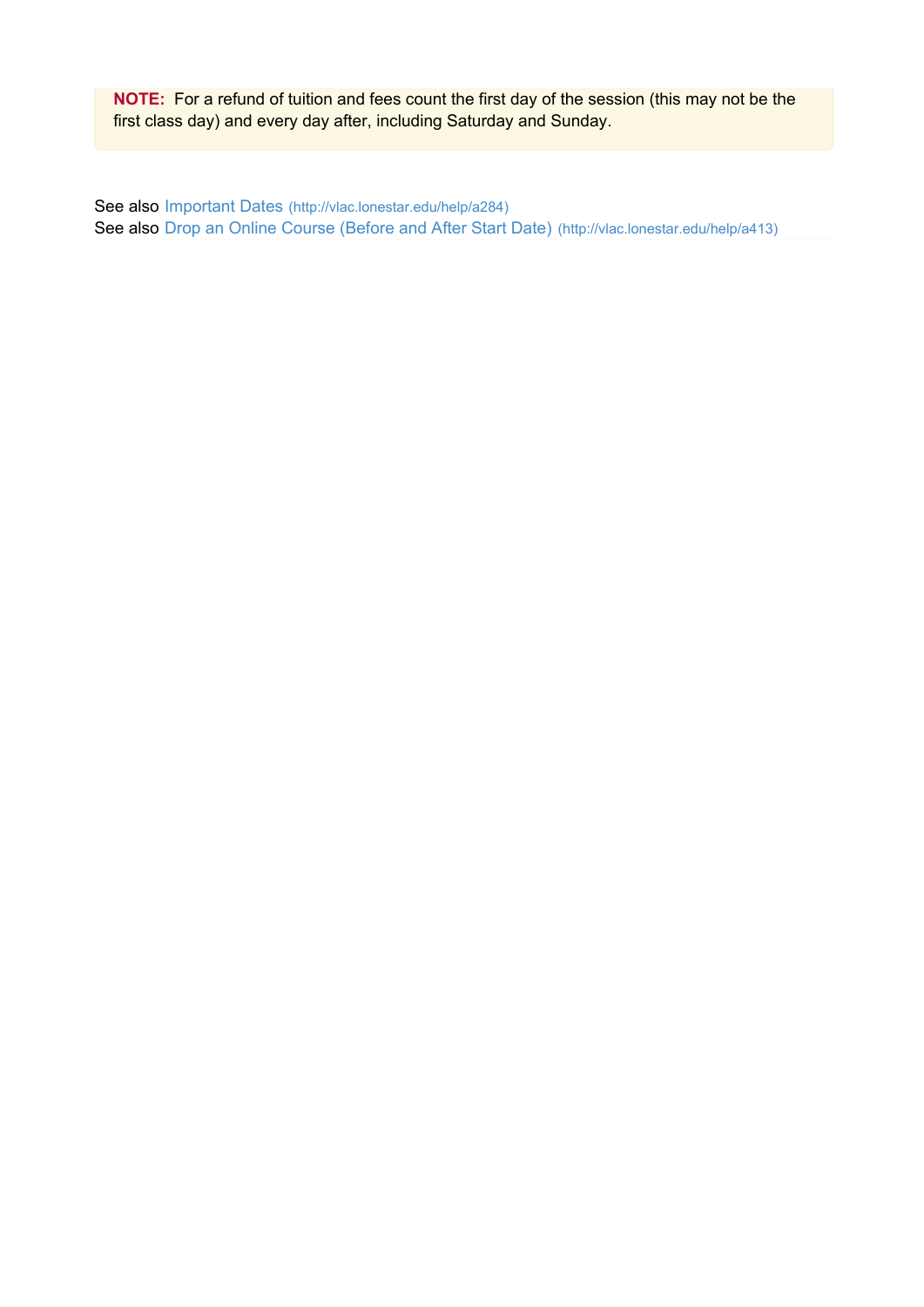**NOTE:** For a refund of tuition and fees count the first day of the session (this may not be the first class day) and every day after, including Saturday and Sunday.

See also Important Dates (http://vlac.lonestar.edu/help/a284)
See also Drop an Online Course (Before and After Start Date) (http://vlac.lonestar.edu/help/a413)